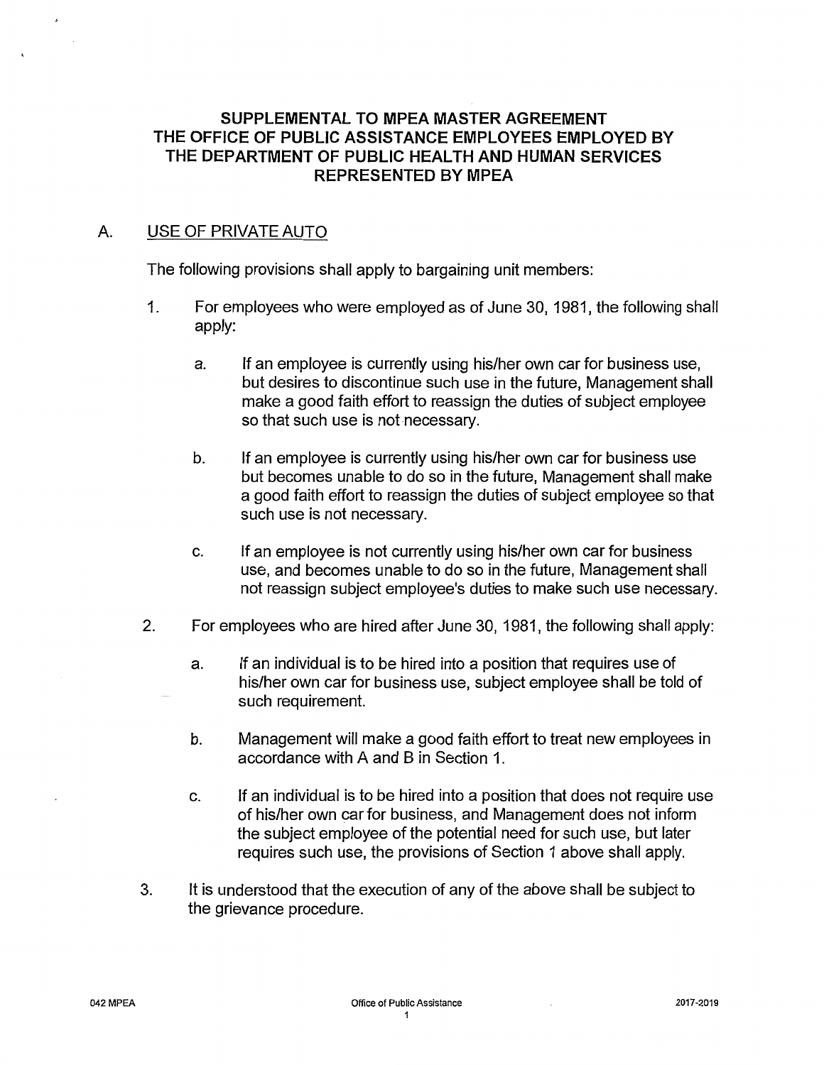# SUPPLEMENTAL TO MPEA MASTER AGREEMENT THE OFFICE OF PUBLIC ASSISTANCE EMPLOYEES EMPLOYED BY THE DEPARTMENT OF PUBLIC HEALTH AND HUMAN SERVICES REPRESENTED BY MPEA

## A. USE OF PRIVATE AUTO

The following provisions shall apply to bargaining unit members:

1. For employees who were employed as of June 30, 1981, the following shall apply:

   a. If an employee is currently using his/her own car for business use, but desires to discontinue such use in the future, Management shall make a good faith effort to reassign the duties of subject employee so that such use is not necessary.

   b. If an employee is currently using his/her own car for business use but becomes unable to do so in the future, Management shall make a good faith effort to reassign the duties of subject employee so that such use is not necessary.

   c. If an employee is not currently using his/her own car for business use, and becomes unable to do so in the future, Management shall not reassign subject employee's duties to make such use necessary.

2. For employees who are hired after June 30, 1981, the following shall apply:

   a. If an individual is to be hired into a position that requires use of his/her own car for business use, subject employee shall be told of such requirement.

   b. Management will make a good faith effort to treat new employees in accordance with A and B in Section 1.

   c. If an individual is to be hired into a position that does not require use of his/her own car for business, and Management does not inform the subject employee of the potential need for such use, but later requires such use, the provisions of Section 1 above shall apply.

3. It is understood that the execution of any of the above shall be subject to the grievance procedure.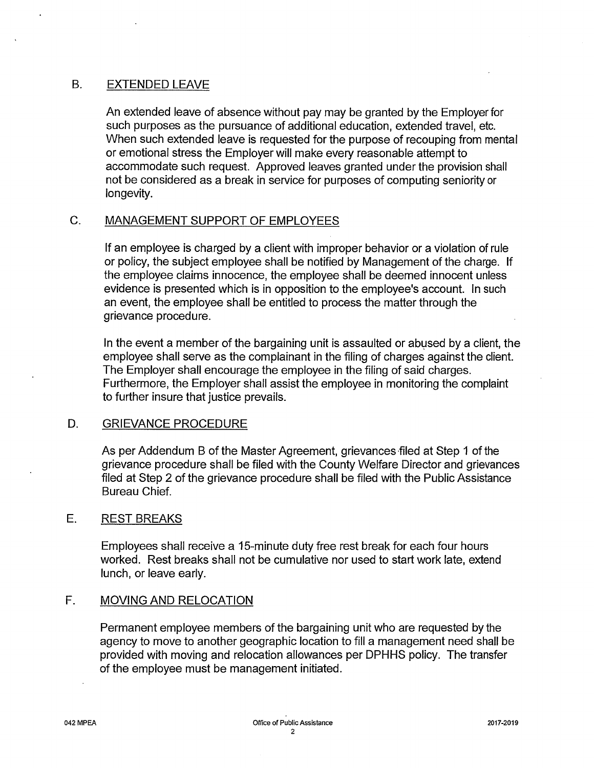## B. EXTENDED LEAVE

An extended leave of absence without pay may be granted by the Employer for such purposes as the pursuance of additional education, extended travel, etc. When such extended leave is requested for the purpose of recouping from mental or emotional stress the Employer will make every reasonable attempt to accommodate such request. Approved leaves granted under the provision shall not be considered as a break in service for purposes of computing seniority or longevity.

## C. MANAGEMENT SUPPORT OF EMPLOYEES

If an employee is charged by a client with improper behavior or a violation of rule or policy, the subject employee shall be notified by Management of the charge. If the employee claims innocence, the employee shall be deemed innocent unless evidence is presented which is in opposition to the employee's account. In such an event, the employee shall be entitled to process the matter through the grievance procedure.

In the event a member of the bargaining unit is assaulted or abused by a client, the employee shall serve as the complainant in the filing of charges against the client. The Employer shall encourage the employee in the filing of said charges. Furthermore, the Employer shall assist the employee in monitoring the complaint to further insure that justice prevails.

## D. GRIEVANCE PROCEDURE

As per Addendum B of the Master Agreement, grievances filed at Step 1 of the grievance procedure shall be filed with the County Welfare Director and grievances filed at Step 2 of the grievance procedure shall be filed with the Public Assistance Bureau Chief.

## E. REST BREAKS

Employees shall receive a 15-minute duty free rest break for each four hours worked. Rest breaks shall not be cumulative nor used to start work late, extend lunch, or leave early.

## F. MOVING AND RELOCATION

Permanent employee members of the bargaining unit who are requested by the agency to move to another geographic location to fill a management need shall be provided with moving and relocation allowances per DPHHS policy. The transfer of the employee must be management initiated.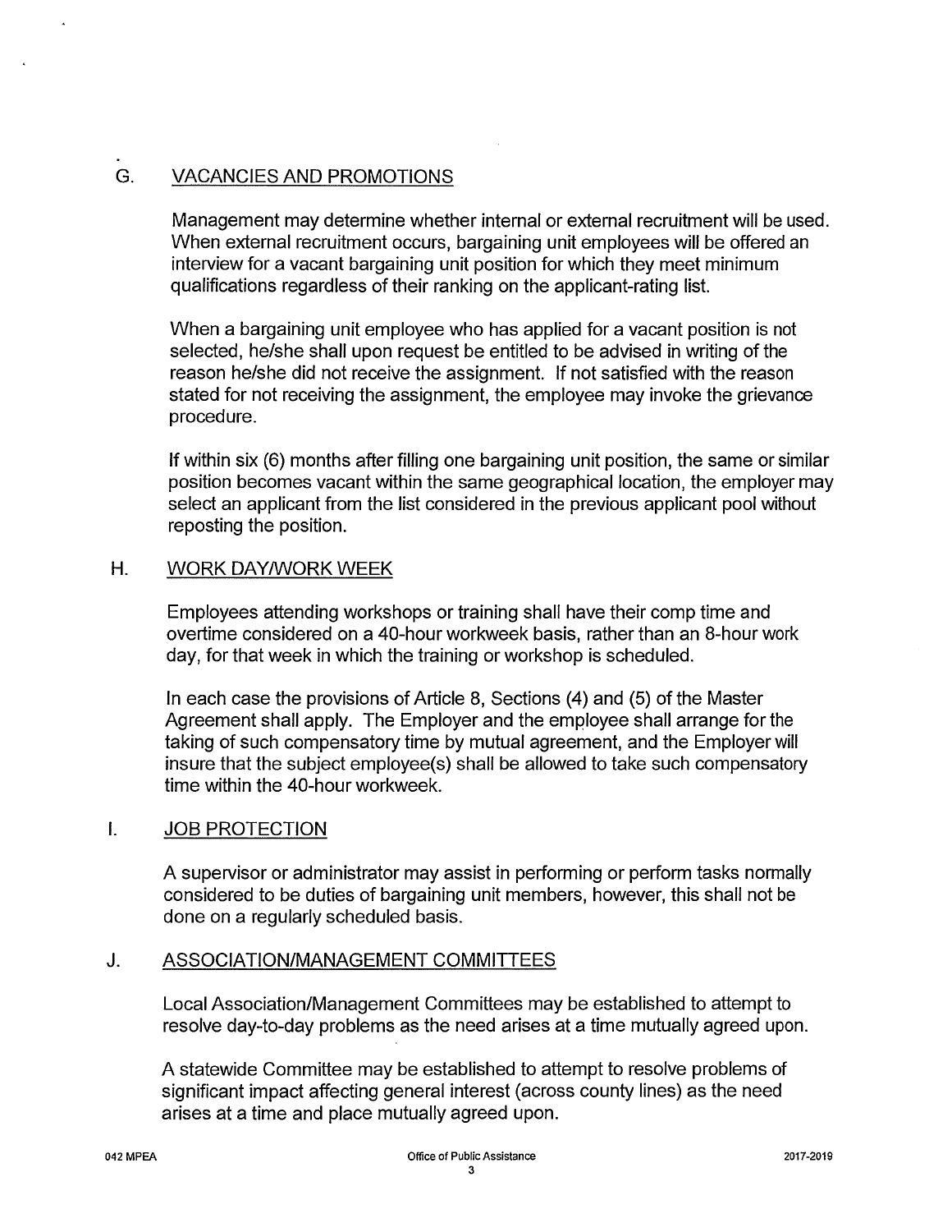## G. VACANCIES AND PROMOTIONS

Management may determine whether internal or external recruitment will be used. When external recruitment occurs, bargaining unit employees will be offered an interview for a vacant bargaining unit position for which they meet minimum qualifications regardless of their ranking on the applicant-rating list.

When a bargaining unit employee who has applied for a vacant position is not selected, he/she shall upon request be entitled to be advised in writing of the reason he/she did not receive the assignment. If not satisfied with the reason stated for not receiving the assignment, the employee may invoke the grievance procedure.

If within six (6) months after filling one bargaining unit position, the same or similar position becomes vacant within the same geographical location, the employer may select an applicant from the list considered in the previous applicant pool without reposting the position.

## H. WORK DAY/WORK WEEK

Employees attending workshops or training shall have their comp time and overtime considered on a 40-hour workweek basis, rather than an 8-hour work day, for that week in which the training or workshop is scheduled.

In each case the provisions of Article 8, Sections (4) and (5) of the Master Agreement shall apply. The Employer and the employee shall arrange for the taking of such compensatory time by mutual agreement, and the Employer will insure that the subject employee(s) shall be allowed to take such compensatory time within the 40-hour workweek.

## I. JOB PROTECTION

A supervisor or administrator may assist in performing or perform tasks normally considered to be duties of bargaining unit members, however, this shall not be done on a regularly scheduled basis.

## J. ASSOCIATION/MANAGEMENT COMMITTEES

Local Association/Management Committees may be established to attempt to resolve day-to-day problems as the need arises at a time mutually agreed upon.

A statewide Committee may be established to attempt to resolve problems of significant impact affecting general interest (across county lines) as the need arises at a time and place mutually agreed upon.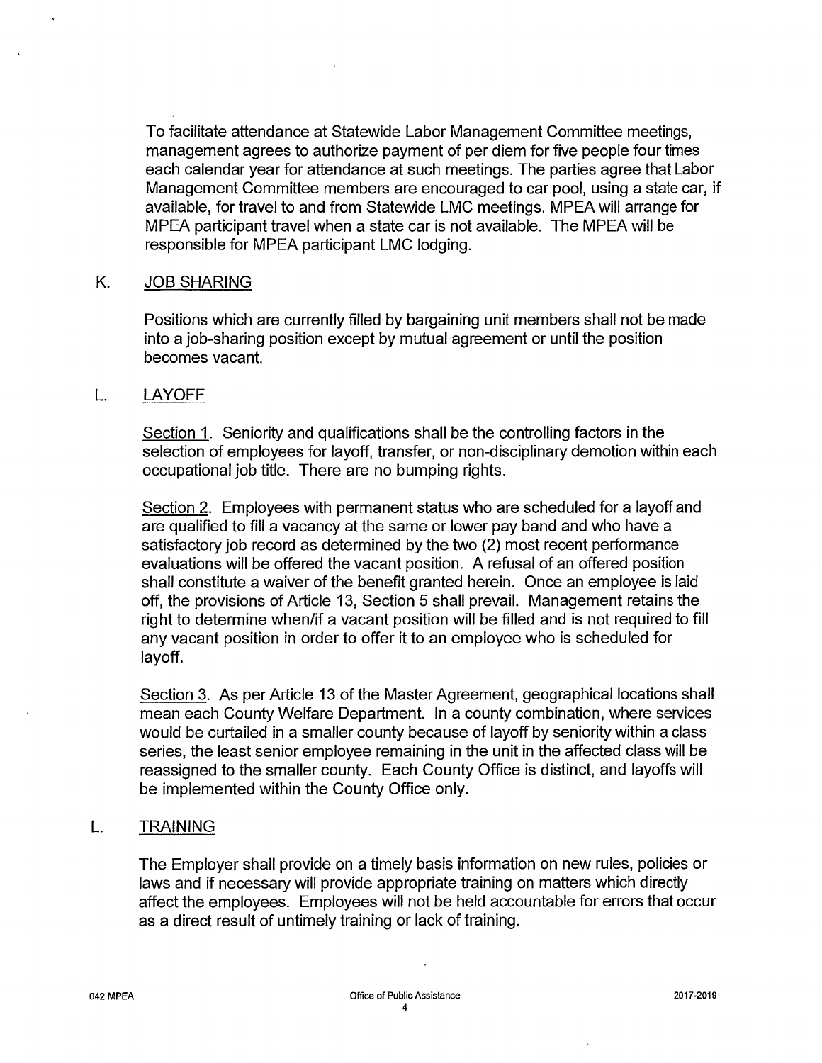To facilitate attendance at Statewide Labor Management Committee meetings, management agrees to authorize payment of per diem for five people four times each calendar year for attendance at such meetings. The parties agree that Labor Management Committee members are encouraged to car pool, using a state car, if available, for travel to and from Statewide LMC meetings. MPEA will arrange for MPEA participant travel when a state car is not available. The MPEA will be responsible for MPEA participant LMC lodging.

## K. JOB SHARING

Positions which are currently filled by bargaining unit members shall not be made into a job-sharing position except by mutual agreement or until the position becomes vacant.

## L. LAYOFF

Section 1. Seniority and qualifications shall be the controlling factors in the selection of employees for layoff, transfer, or non-disciplinary demotion within each occupational job title. There are no bumping rights.

Section 2. Employees with permanent status who are scheduled for a layoff and are qualified to fill a vacancy at the same or lower pay band and who have a satisfactory job record as determined by the two (2) most recent performance evaluations will be offered the vacant position. A refusal of an offered position shall constitute a waiver of the benefit granted herein. Once an employee is laid off, the provisions of Article 13, Section 5 shall prevail. Management retains the right to determine when/if a vacant position will be filled and is not required to fill any vacant position in order to offer it to an employee who is scheduled for layoff.

Section 3. As per Article 13 of the Master Agreement, geographical locations shall mean each County Welfare Department. In a county combination, where services would be curtailed in a smaller county because of layoff by seniority within a class series, the least senior employee remaining in the unit in the affected class will be reassigned to the smaller county. Each County Office is distinct, and layoffs will be implemented within the County Office only.

## L. TRAINING

The Employer shall provide on a timely basis information on new rules, policies or laws and if necessary will provide appropriate training on matters which directly affect the employees. Employees will not be held accountable for errors that occur as a direct result of untimely training or lack of training.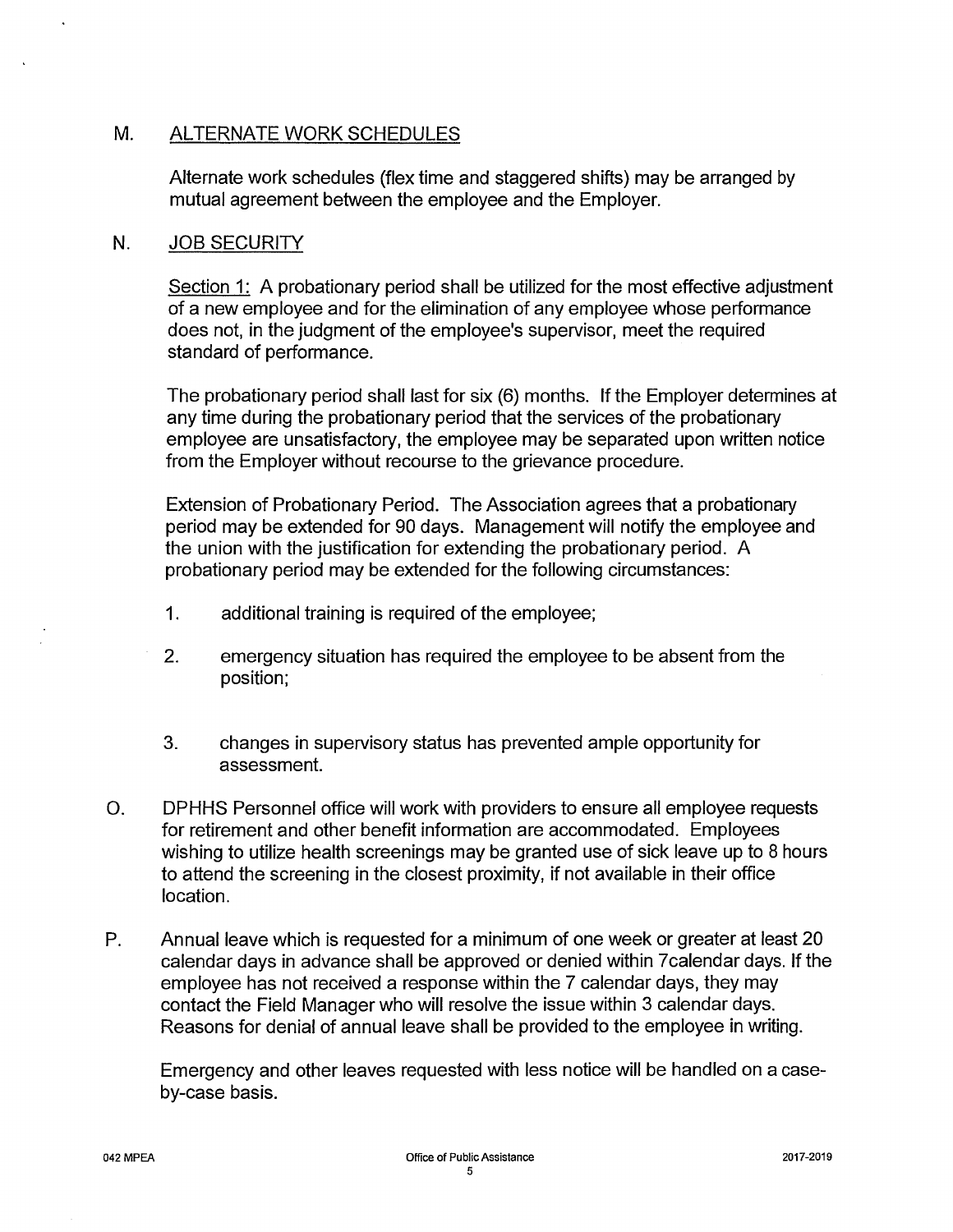## M. ALTERNATE WORK SCHEDULES

Alternate work schedules (flex time and staggered shifts) may be arranged by mutual agreement between the employee and the Employer.

## N. JOB SECURITY

Section 1: A probationary period shall be utilized for the most effective adjustment of a new employee and for the elimination of any employee whose performance does not, in the judgment of the employee's supervisor, meet the required standard of performance.

The probationary period shall last for six (6) months. If the Employer determines at any time during the probationary period that the services of the probationary employee are unsatisfactory, the employee may be separated upon written notice from the Employer without recourse to the grievance procedure.

Extension of Probationary Period. The Association agrees that a probationary period may be extended for 90 days. Management will notify the employee and the union with the justification for extending the probationary period. A probationary period may be extended for the following circumstances:

1. additional training is required of the employee;
2. emergency situation has required the employee to be absent from the position;
3. changes in supervisory status has prevented ample opportunity for assessment.

O. DPHHS Personnel office will work with providers to ensure all employee requests for retirement and other benefit information are accommodated. Employees wishing to utilize health screenings may be granted use of sick leave up to 8 hours to attend the screening in the closest proximity, if not available in their office location.

P. Annual leave which is requested for a minimum of one week or greater at least 20 calendar days in advance shall be approved or denied within 7calendar days. If the employee has not received a response within the 7 calendar days, they may contact the Field Manager who will resolve the issue within 3 calendar days. Reasons for denial of annual leave shall be provided to the employee in writing.

Emergency and other leaves requested with less notice will be handled on a case-by-case basis.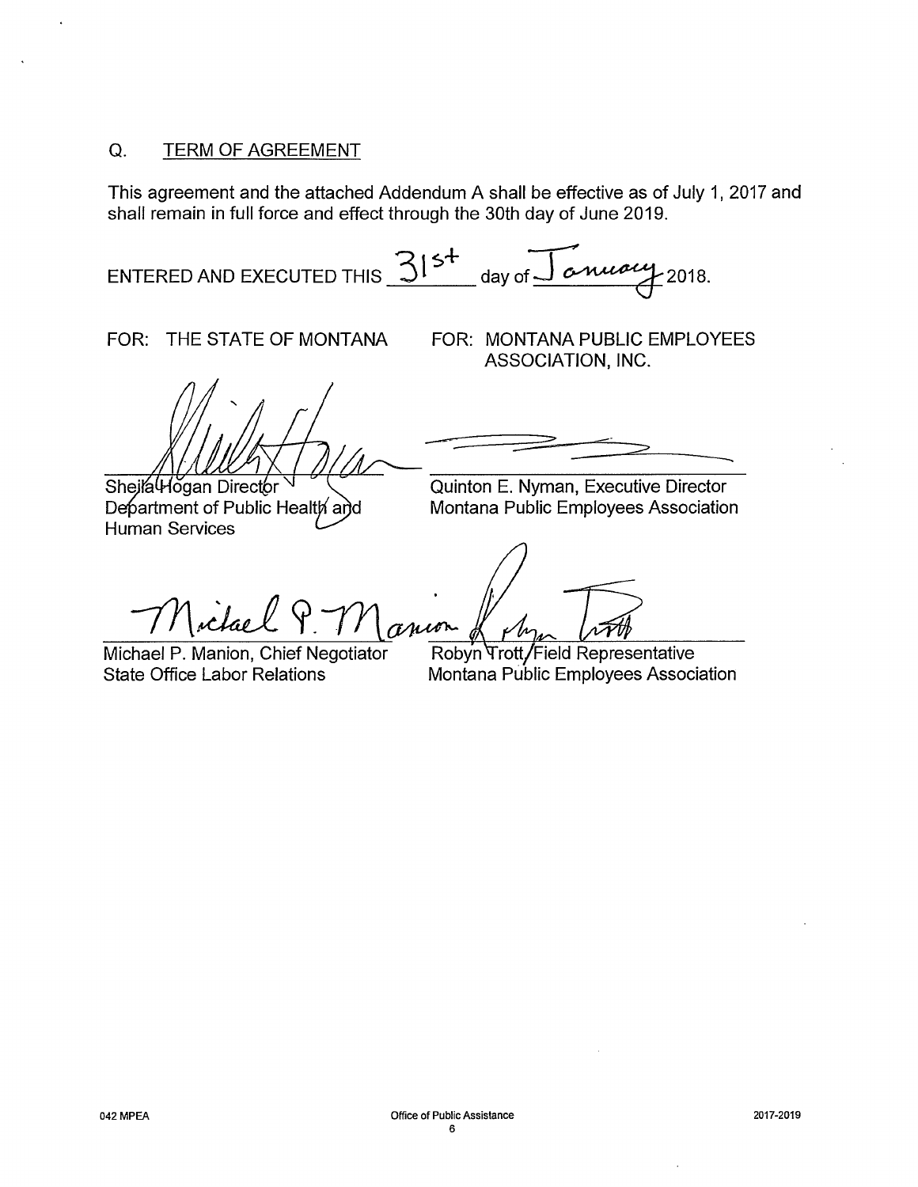## Q. TERM OF AGREEMENT

This agreement and the attached Addendum A shall be effective as of July 1, 2017 and shall remain in full force and effect through the 30th day of June 2019.

ENTERED AND EXECUTED THIS 31st day of January 2018.

FOR: THE STATE OF MONTANA

Sheila Hogan Director
Department of Public Health and Human Services

Michael P. Manion, Chief Negotiator
State Office Labor Relations

FOR: MONTANA PUBLIC EMPLOYEES ASSOCIATION, INC.

Quinton E. Nyman, Executive Director
Montana Public Employees Association

Robyn Trott, Field Representative
Montana Public Employees Association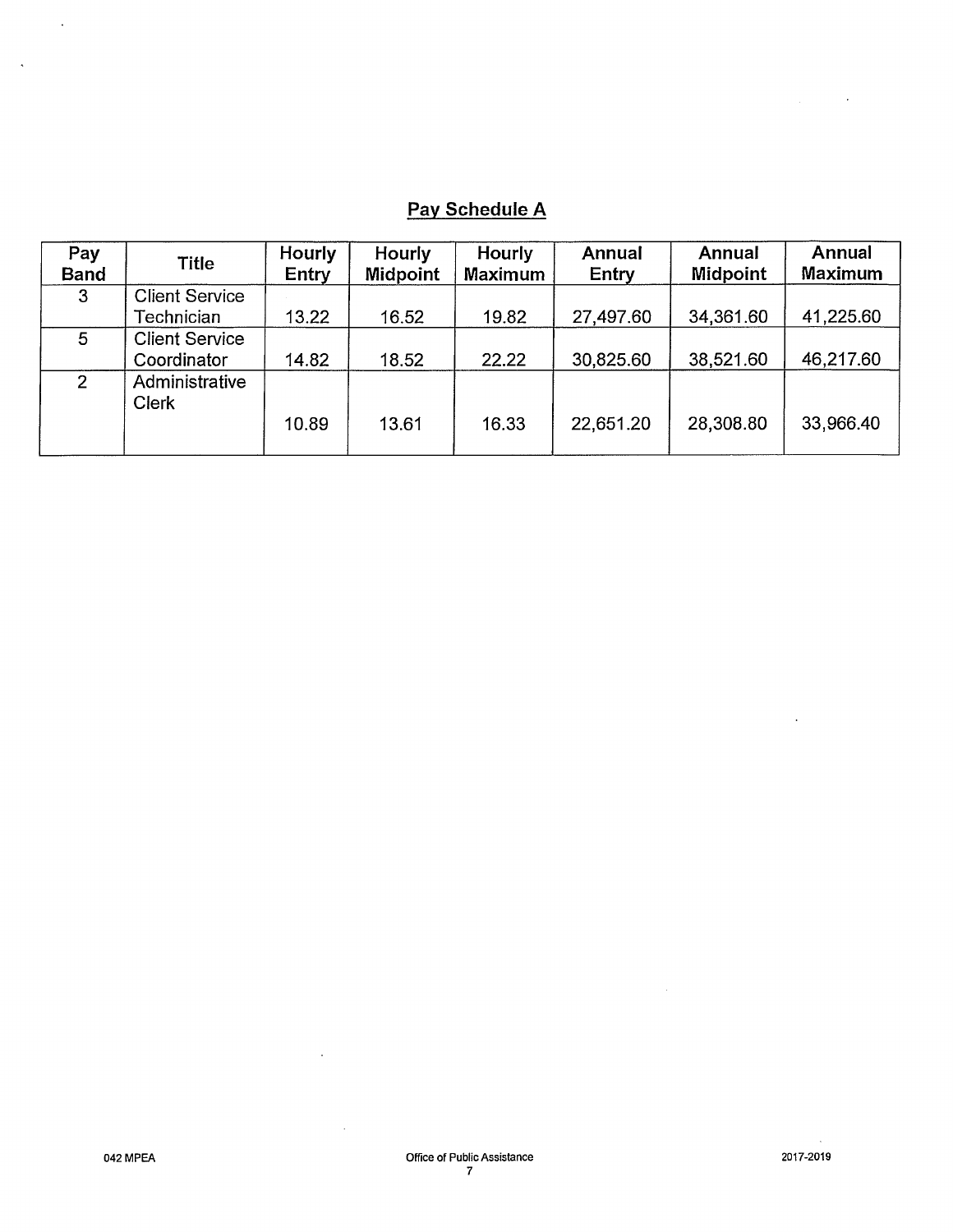## Pay Schedule A

| Pay Band | Title | Hourly Entry | Hourly Midpoint | Hourly Maximum | Annual Entry | Annual Midpoint | Annual Maximum |
|---|---|---|---|---|---|---|---|
| 3 | Client Service Technician | 13.22 | 16.52 | 19.82 | 27,497.60 | 34,361.60 | 41,225.60 |
| 5 | Client Service Coordinator | 14.82 | 18.52 | 22.22 | 30,825.60 | 38,521.60 | 46,217.60 |
| 2 | Administrative Clerk | 10.89 | 13.61 | 16.33 | 22,651.20 | 28,308.80 | 33,966.40 |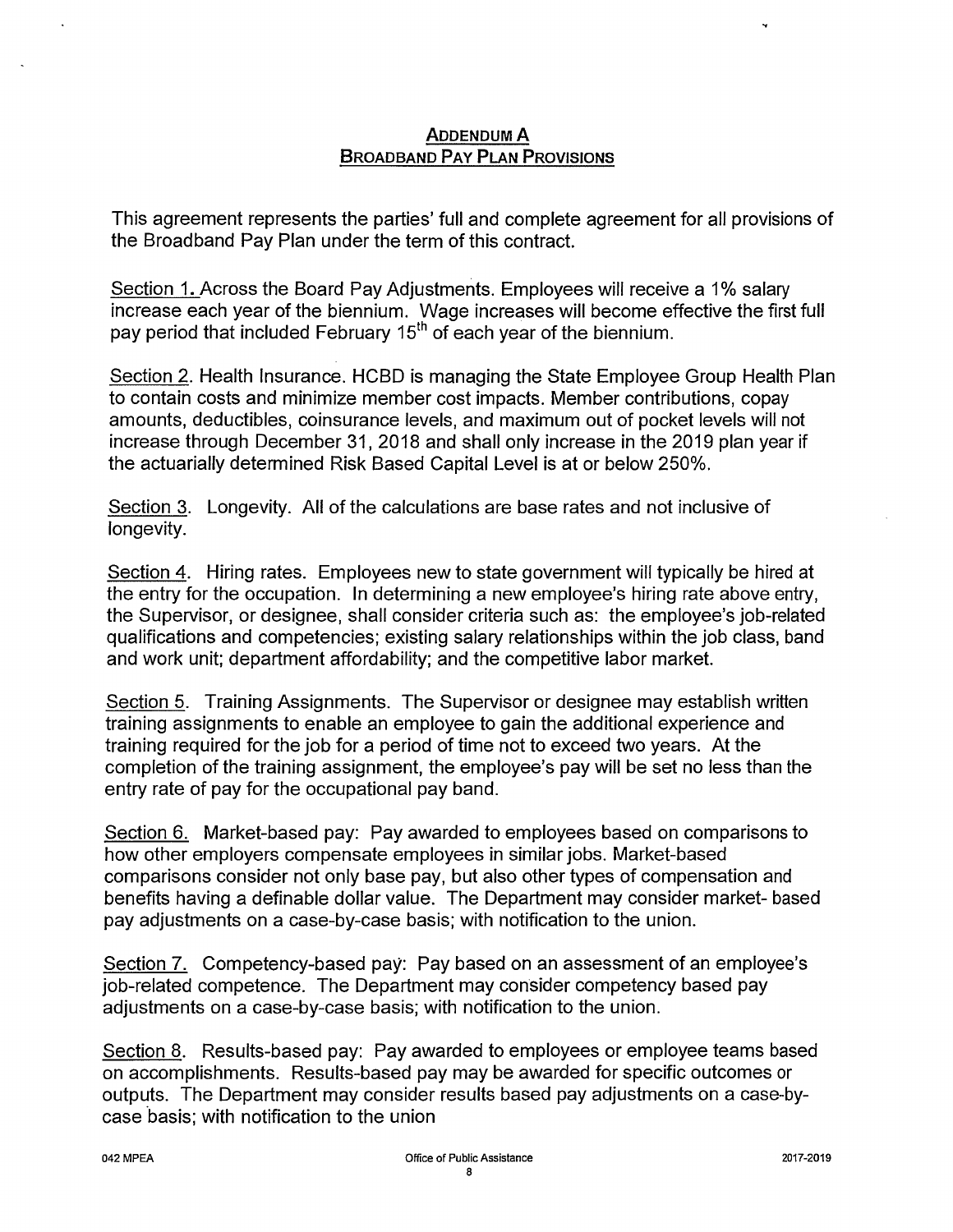## ADDENDUM A
## BROADBAND PAY PLAN PROVISIONS

This agreement represents the parties' full and complete agreement for all provisions of the Broadband Pay Plan under the term of this contract.

Section 1. Across the Board Pay Adjustments. Employees will receive a 1% salary increase each year of the biennium. Wage increases will become effective the first full pay period that included February 15th of each year of the biennium.

Section 2. Health Insurance. HCBD is managing the State Employee Group Health Plan to contain costs and minimize member cost impacts. Member contributions, copay amounts, deductibles, coinsurance levels, and maximum out of pocket levels will not increase through December 31, 2018 and shall only increase in the 2019 plan year if the actuarially determined Risk Based Capital Level is at or below 250%.

Section 3. Longevity. All of the calculations are base rates and not inclusive of longevity.

Section 4. Hiring rates. Employees new to state government will typically be hired at the entry for the occupation. In determining a new employee's hiring rate above entry, the Supervisor, or designee, shall consider criteria such as: the employee's job-related qualifications and competencies; existing salary relationships within the job class, band and work unit; department affordability; and the competitive labor market.

Section 5. Training Assignments. The Supervisor or designee may establish written training assignments to enable an employee to gain the additional experience and training required for the job for a period of time not to exceed two years. At the completion of the training assignment, the employee's pay will be set no less than the entry rate of pay for the occupational pay band.

Section 6. Market-based pay: Pay awarded to employees based on comparisons to how other employers compensate employees in similar jobs. Market-based comparisons consider not only base pay, but also other types of compensation and benefits having a definable dollar value. The Department may consider market- based pay adjustments on a case-by-case basis; with notification to the union.

Section 7. Competency-based pay: Pay based on an assessment of an employee's job-related competence. The Department may consider competency based pay adjustments on a case-by-case basis; with notification to the union.

Section 8. Results-based pay: Pay awarded to employees or employee teams based on accomplishments. Results-based pay may be awarded for specific outcomes or outputs. The Department may consider results based pay adjustments on a case-by-case basis; with notification to the union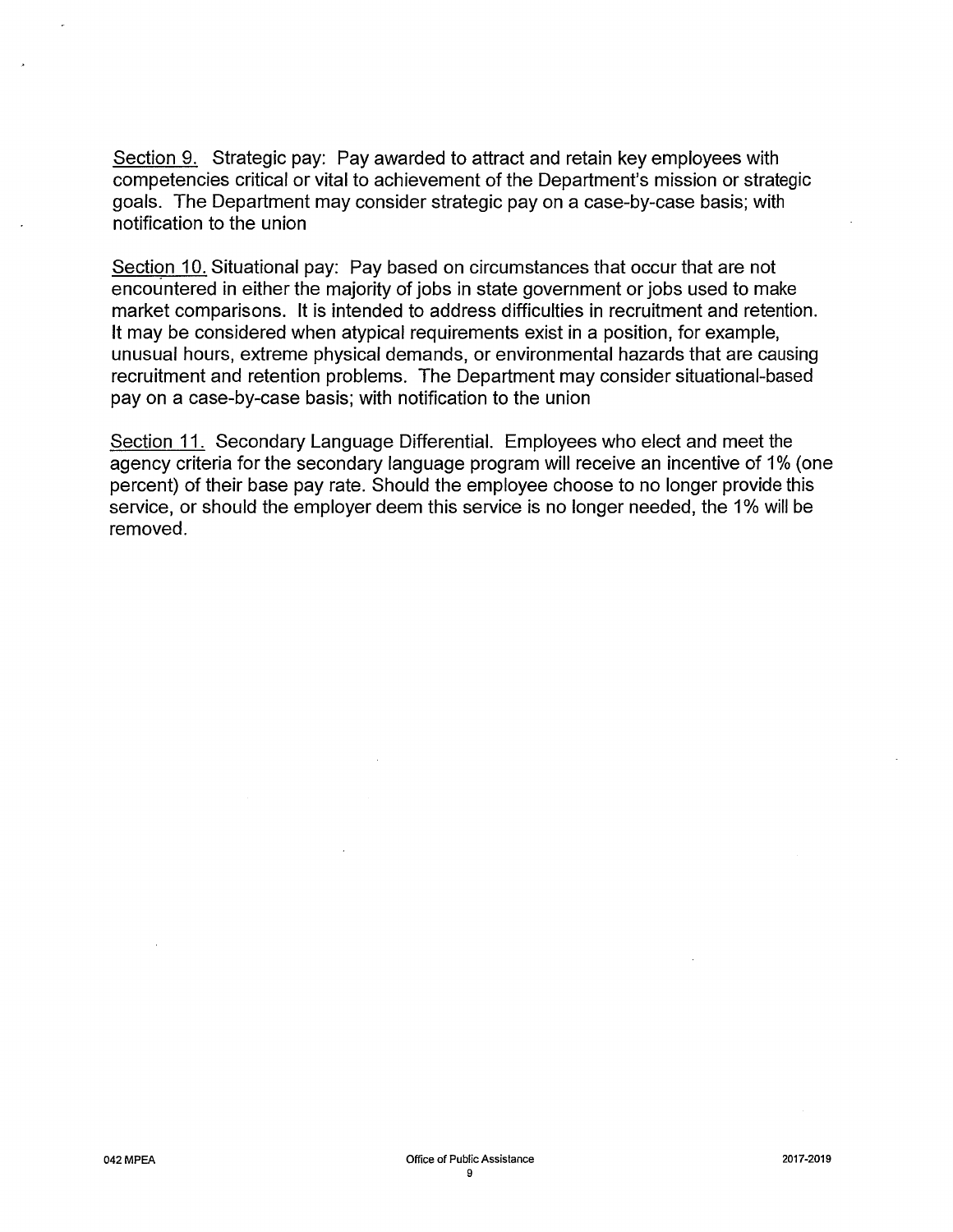Section 9. Strategic pay: Pay awarded to attract and retain key employees with competencies critical or vital to achievement of the Department's mission or strategic goals. The Department may consider strategic pay on a case-by-case basis; with notification to the union

Section 10. Situational pay: Pay based on circumstances that occur that are not encountered in either the majority of jobs in state government or jobs used to make market comparisons. It is intended to address difficulties in recruitment and retention. It may be considered when atypical requirements exist in a position, for example, unusual hours, extreme physical demands, or environmental hazards that are causing recruitment and retention problems. The Department may consider situational-based pay on a case-by-case basis; with notification to the union

Section 11. Secondary Language Differential. Employees who elect and meet the agency criteria for the secondary language program will receive an incentive of 1% (one percent) of their base pay rate. Should the employee choose to no longer provide this service, or should the employer deem this service is no longer needed, the 1% will be removed.